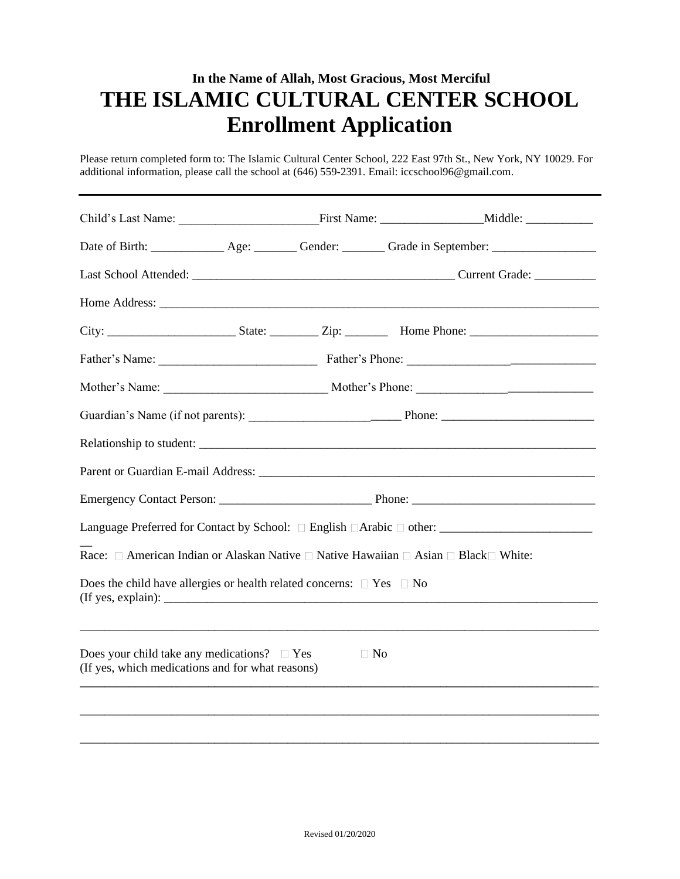**In the Name of Allah, Most Gracious, Most Merciful**

# THE ISLAMIC CULTURAL CENTER SCHOOL

# Enrollment Application

Please return completed form to: The Islamic Cultural Center School, 222 East 97th St., New York, NY 10029. For additional information, please call the school at (646) 559-2391. Email: iccschool96@gmail.com.

---

Child's Last Name: _______________________First Name: _________________Middle: ___________

Date of Birth: ____________ Age: _______ Gender: _______ Grade in September: _________________

Last School Attended: ___________________________________________ Current Grade: __________

Home Address: ________________________________________________________________________

City: _____________________ State: ________ Zip: _______ Home Phone: _____________________

Father's Name: __________________________ Father's Phone: ______________________________

Mother's Name: ___________________________ Mother's Phone: _____________________________

Guardian's Name (if not parents): _________________________ Phone: _________________________

Relationship to student: ___________________________________________________________________

Parent or Guardian E-mail Address: __________________________________________________________

Emergency Contact Person: _________________________ Phone: ______________________________

Language Preferred for Contact by School: ☐ English ☐Arabic ☐ other: __________________________

Race: ☐ American Indian or Alaskan Native ☐ Native Hawaiian ☐ Asian ☐ Black☐ White:

Does the child have allergies or health related concerns: ☐ Yes ☐ No
(If yes, explain): ______________________________________________________________________

________________________________________________________________________________________

Does your child take any medications? ☐ Yes ☐ No
(If yes, which medications and for what reasons)

________________________________________________________________________________________

________________________________________________________________________________________

________________________________________________________________________________________

Revised 01/20/2020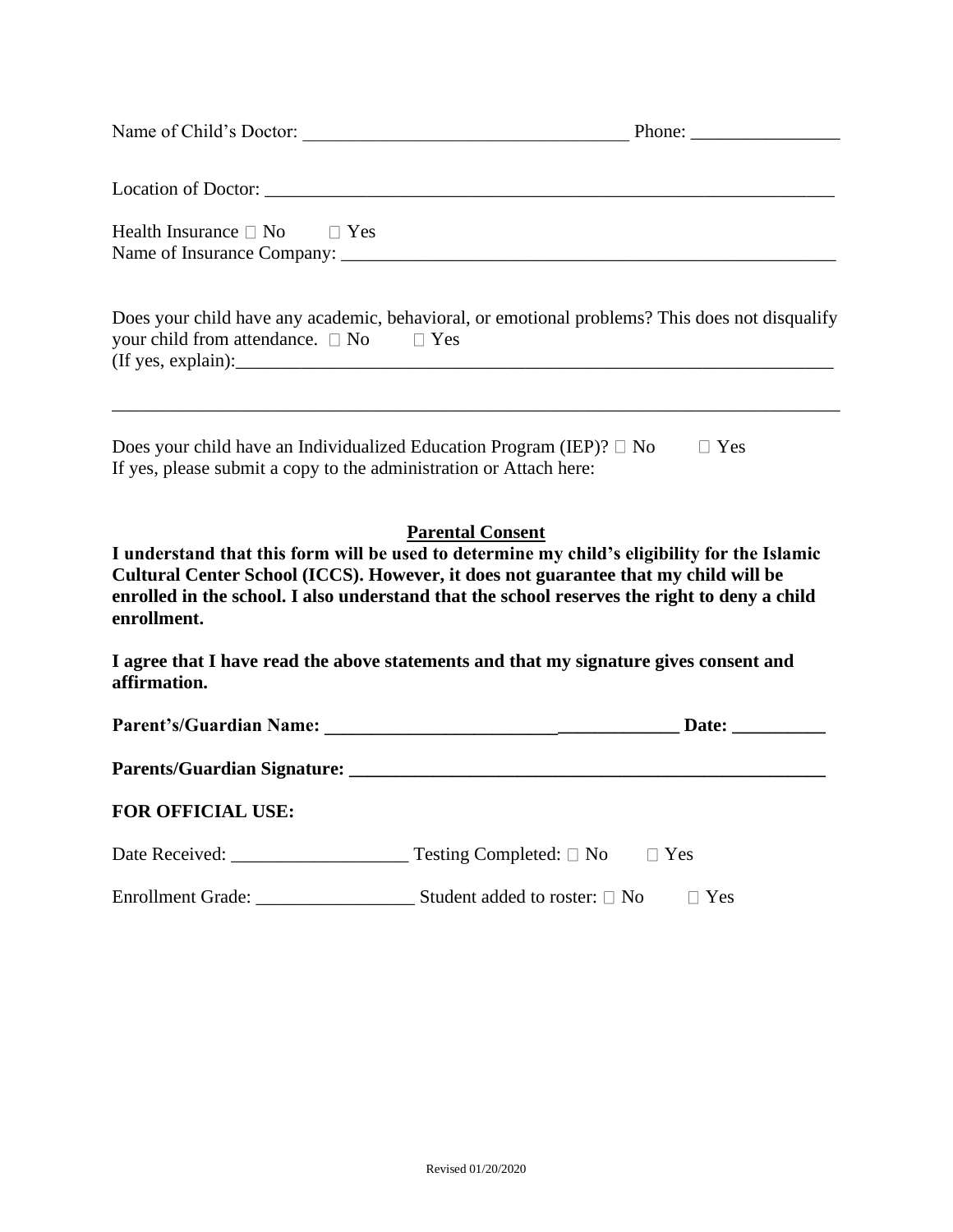Name of Child's Doctor: ___________________________________ Phone: ________________

Location of Doctor: ______________________________________________________________

Health Insurance ☐ No ☐ Yes
Name of Insurance Company: _____________________________________________________

Does your child have any academic, behavioral, or emotional problems? This does not disqualify your child from attendance. ☐ No ☐ Yes
(If yes, explain):__________________________________________________________________

________________________________________________________________________________

Does your child have an Individualized Education Program (IEP)? ☐ No ☐ Yes
If yes, please submit a copy to the administration or Attach here:

## Parental Consent

**I understand that this form will be used to determine my child's eligibility for the Islamic Cultural Center School (ICCS). However, it does not guarantee that my child will be enrolled in the school. I also understand that the school reserves the right to deny a child enrollment.**

**I agree that I have read the above statements and that my signature gives consent and affirmation.**

**Parent's/Guardian Name: ______________________________________ Date: __________**

**Parents/Guardian Signature: ____________________________________________________**

**FOR OFFICIAL USE:**

Date Received: ___________________ Testing Completed: ☐ No ☐ Yes

Enrollment Grade: _________________ Student added to roster: ☐ No ☐ Yes

Revised 01/20/2020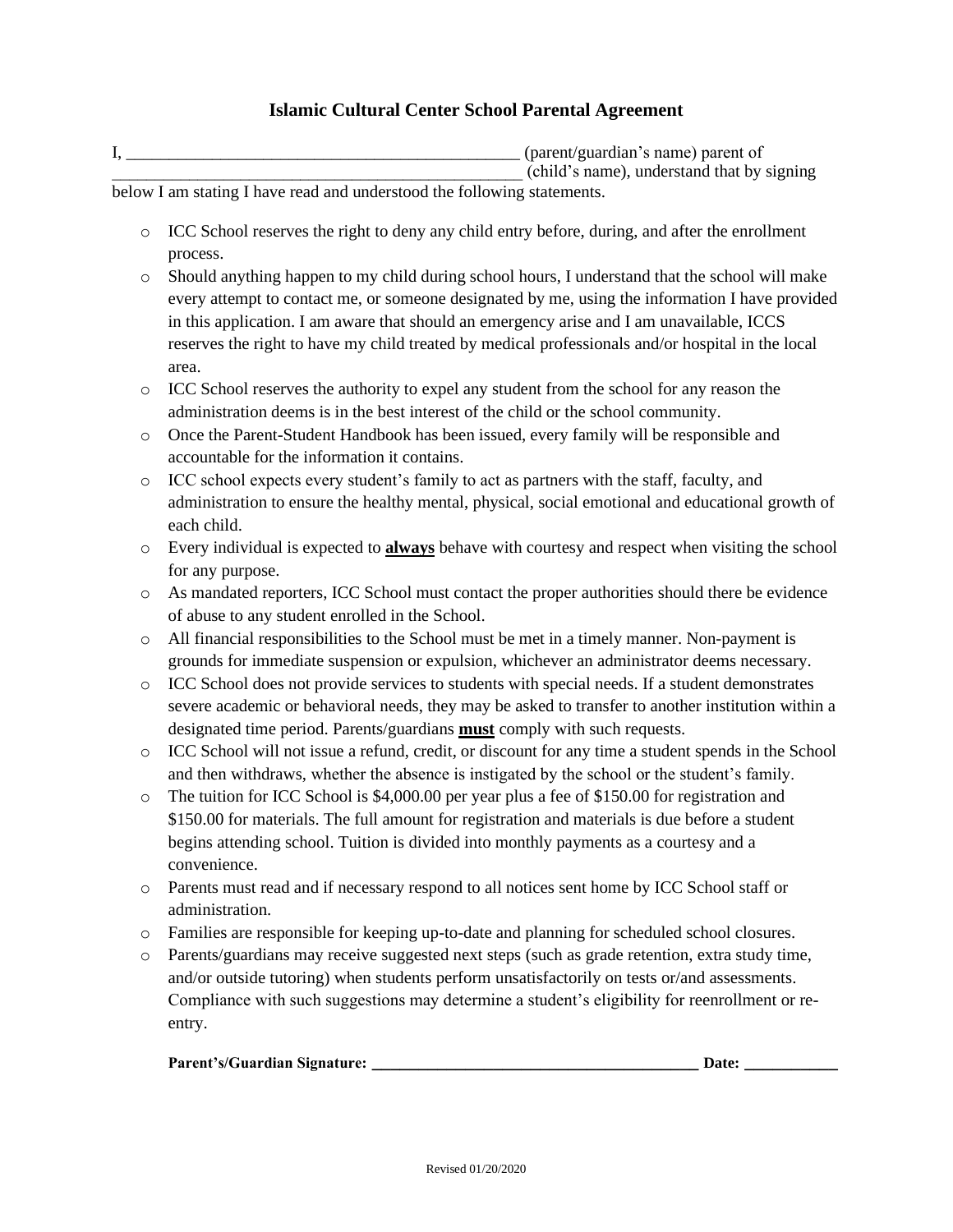### Islamic Cultural Center School Parental Agreement

I, _______________________________________________ (parent/guardian's name) parent of _________________________________________________ (child's name), understand that by signing below I am stating I have read and understood the following statements.

- ICC School reserves the right to deny any child entry before, during, and after the enrollment process.
- Should anything happen to my child during school hours, I understand that the school will make every attempt to contact me, or someone designated by me, using the information I have provided in this application. I am aware that should an emergency arise and I am unavailable, ICCS reserves the right to have my child treated by medical professionals and/or hospital in the local area.
- ICC School reserves the authority to expel any student from the school for any reason the administration deems is in the best interest of the child or the school community.
- Once the Parent-Student Handbook has been issued, every family will be responsible and accountable for the information it contains.
- ICC school expects every student's family to act as partners with the staff, faculty, and administration to ensure the healthy mental, physical, social emotional and educational growth of each child.
- Every individual is expected to **always** behave with courtesy and respect when visiting the school for any purpose.
- As mandated reporters, ICC School must contact the proper authorities should there be evidence of abuse to any student enrolled in the School.
- All financial responsibilities to the School must be met in a timely manner. Non-payment is grounds for immediate suspension or expulsion, whichever an administrator deems necessary.
- ICC School does not provide services to students with special needs. If a student demonstrates severe academic or behavioral needs, they may be asked to transfer to another institution within a designated time period. Parents/guardians **must** comply with such requests.
- ICC School will not issue a refund, credit, or discount for any time a student spends in the School and then withdraws, whether the absence is instigated by the school or the student's family.
- The tuition for ICC School is $4,000.00 per year plus a fee of $150.00 for registration and $150.00 for materials. The full amount for registration and materials is due before a student begins attending school. Tuition is divided into monthly payments as a courtesy and a convenience.
- Parents must read and if necessary respond to all notices sent home by ICC School staff or administration.
- Families are responsible for keeping up-to-date and planning for scheduled school closures.
- Parents/guardians may receive suggested next steps (such as grade retention, extra study time, and/or outside tutoring) when students perform unsatisfactorily on tests or/and assessments. Compliance with such suggestions may determine a student's eligibility for reenrollment or re-entry.

**Parent's/Guardian Signature: ________________________________________ Date: ____________**

Revised 01/20/2020